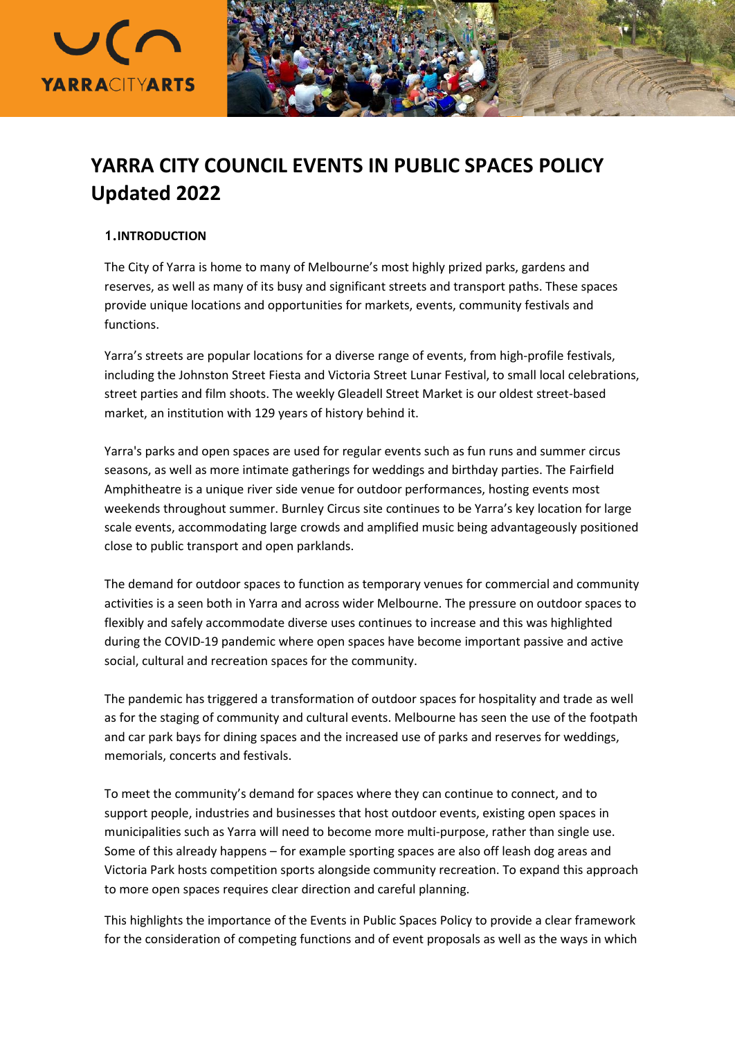# YARRA CITY COUNCIL EVENTS IN PUBLIC SPACES POLICY Updated 2022

## 1. INTRODUCTION

The City of Yarra is home to many of Melbourne's most highly prized parks, gardens and reserves, as well as many of its busy and significant streets and transport paths. These spaces provide unique locations and opportunities for markets, events, community festivals and functions.

Yarra's streets are popular locations for a diverse range of events, from high-profile festivals, including the Johnston Street Fiesta and Victoria Street Lunar Festival, to small local celebrations, street parties and film shoots. The weekly Gleadell Street Market is our oldest street-based market, an institution with 129 years of history behind it.

Yarra's parks and open spaces are used for regular events such as fun runs and summer circus seasons, as well as more intimate gatherings for weddings and birthday parties. The Fairfield Amphitheatre is a unique river side venue for outdoor performances, hosting events most weekends throughout summer. Burnley Circus site continues to be Yarra's key location for large scale events, accommodating large crowds and amplified music being advantageously positioned close to public transport and open parklands.

The demand for outdoor spaces to function as temporary venues for commercial and community activities is a seen both in Yarra and across wider Melbourne. The pressure on outdoor spaces to flexibly and safely accommodate diverse uses continues to increase and this was highlighted during the COVID-19 pandemic where open spaces have become important passive and active social, cultural and recreation spaces for the community.

The pandemic has triggered a transformation of outdoor spaces for hospitality and trade as well as for the staging of community and cultural events. Melbourne has seen the use of the footpath and car park bays for dining spaces and the increased use of parks and reserves for weddings, memorials, concerts and festivals.

To meet the community's demand for spaces where they can continue to connect, and to support people, industries and businesses that host outdoor events, existing open spaces in municipalities such as Yarra will need to become more multi-purpose, rather than single use. Some of this already happens – for example sporting spaces are also off leash dog areas and Victoria Park hosts competition sports alongside community recreation. To expand this approach to more open spaces requires clear direction and careful planning.

This highlights the importance of the Events in Public Spaces Policy to provide a clear framework for the consideration of competing functions and of event proposals as well as the ways in which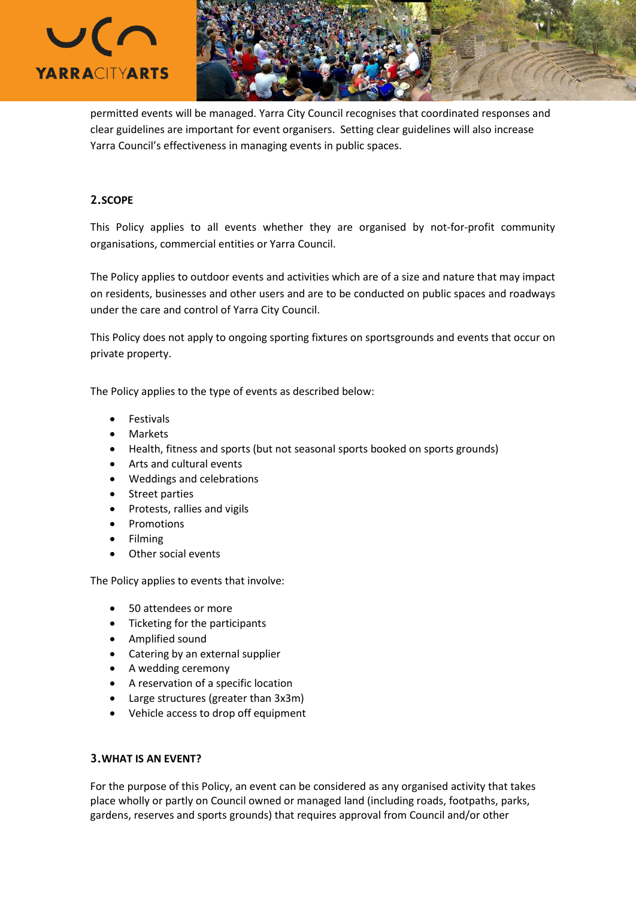permitted events will be managed. Yarra City Council recognises that coordinated responses and clear guidelines are important for event organisers. Setting clear guidelines will also increase Yarra Council's effectiveness in managing events in public spaces.

## 2. SCOPE

This Policy applies to all events whether they are organised by not-for-profit community organisations, commercial entities or Yarra Council.

The Policy applies to outdoor events and activities which are of a size and nature that may impact on residents, businesses and other users and are to be conducted on public spaces and roadways under the care and control of Yarra City Council.

This Policy does not apply to ongoing sporting fixtures on sportsgrounds and events that occur on private property.

The Policy applies to the type of events as described below:

- Festivals
- Markets
- Health, fitness and sports (but not seasonal sports booked on sports grounds)
- Arts and cultural events
- Weddings and celebrations
- Street parties
- Protests, rallies and vigils
- Promotions
- Filming
- Other social events

The Policy applies to events that involve:

- 50 attendees or more
- Ticketing for the participants
- Amplified sound
- Catering by an external supplier
- A wedding ceremony
- A reservation of a specific location
- Large structures (greater than 3x3m)
- Vehicle access to drop off equipment

## 3. WHAT IS AN EVENT?

For the purpose of this Policy, an event can be considered as any organised activity that takes place wholly or partly on Council owned or managed land (including roads, footpaths, parks, gardens, reserves and sports grounds) that requires approval from Council and/or other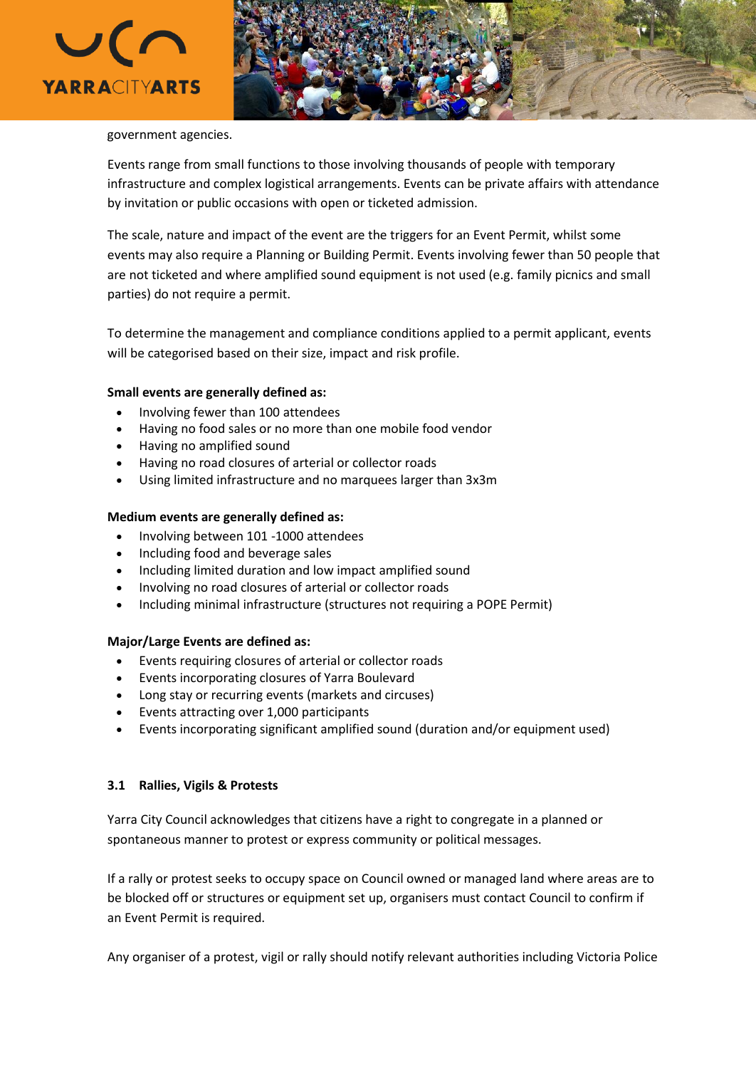government agencies.

Events range from small functions to those involving thousands of people with temporary infrastructure and complex logistical arrangements. Events can be private affairs with attendance by invitation or public occasions with open or ticketed admission.

The scale, nature and impact of the event are the triggers for an Event Permit, whilst some events may also require a Planning or Building Permit. Events involving fewer than 50 people that are not ticketed and where amplified sound equipment is not used (e.g. family picnics and small parties) do not require a permit.

To determine the management and compliance conditions applied to a permit applicant, events will be categorised based on their size, impact and risk profile.

**Small events are generally defined as:**

- Involving fewer than 100 attendees
- Having no food sales or no more than one mobile food vendor
- Having no amplified sound
- Having no road closures of arterial or collector roads
- Using limited infrastructure and no marquees larger than 3x3m

**Medium events are generally defined as:**

- Involving between 101 -1000 attendees
- Including food and beverage sales
- Including limited duration and low impact amplified sound
- Involving no road closures of arterial or collector roads
- Including minimal infrastructure (structures not requiring a POPE Permit)

**Major/Large Events are defined as:**

- Events requiring closures of arterial or collector roads
- Events incorporating closures of Yarra Boulevard
- Long stay or recurring events (markets and circuses)
- Events attracting over 1,000 participants
- Events incorporating significant amplified sound (duration and/or equipment used)

### 3.1 Rallies, Vigils & Protests

Yarra City Council acknowledges that citizens have a right to congregate in a planned or spontaneous manner to protest or express community or political messages.

If a rally or protest seeks to occupy space on Council owned or managed land where areas are to be blocked off or structures or equipment set up, organisers must contact Council to confirm if an Event Permit is required.

Any organiser of a protest, vigil or rally should notify relevant authorities including Victoria Police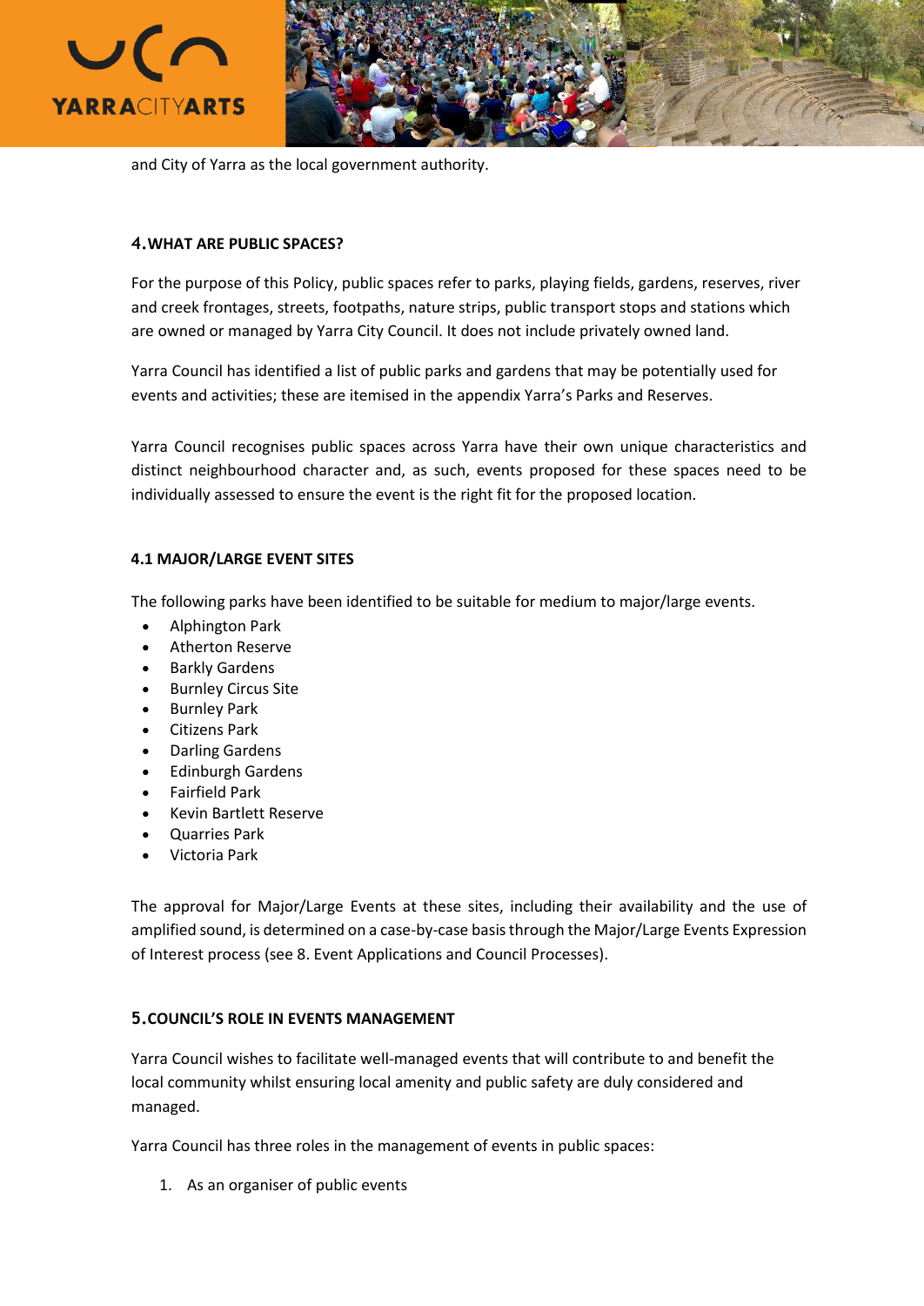and City of Yarra as the local government authority.

## 4. WHAT ARE PUBLIC SPACES?

For the purpose of this Policy, public spaces refer to parks, playing fields, gardens, reserves, river and creek frontages, streets, footpaths, nature strips, public transport stops and stations which are owned or managed by Yarra City Council. It does not include privately owned land.

Yarra Council has identified a list of public parks and gardens that may be potentially used for events and activities; these are itemised in the appendix Yarra's Parks and Reserves.

Yarra Council recognises public spaces across Yarra have their own unique characteristics and distinct neighbourhood character and, as such, events proposed for these spaces need to be individually assessed to ensure the event is the right fit for the proposed location.

### 4.1 MAJOR/LARGE EVENT SITES

The following parks have been identified to be suitable for medium to major/large events.

- Alphington Park
- Atherton Reserve
- Barkly Gardens
- Burnley Circus Site
- Burnley Park
- Citizens Park
- Darling Gardens
- Edinburgh Gardens
- Fairfield Park
- Kevin Bartlett Reserve
- Quarries Park
- Victoria Park

The approval for Major/Large Events at these sites, including their availability and the use of amplified sound, is determined on a case-by-case basis through the Major/Large Events Expression of Interest process (see 8. Event Applications and Council Processes).

## 5. COUNCIL'S ROLE IN EVENTS MANAGEMENT

Yarra Council wishes to facilitate well-managed events that will contribute to and benefit the local community whilst ensuring local amenity and public safety are duly considered and managed.

Yarra Council has three roles in the management of events in public spaces:

1. As an organiser of public events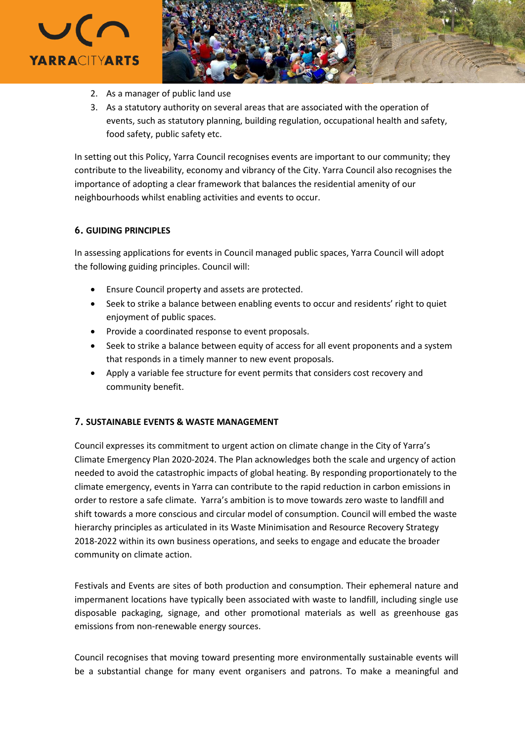2. As a manager of public land use
3. As a statutory authority on several areas that are associated with the operation of events, such as statutory planning, building regulation, occupational health and safety, food safety, public safety etc.

In setting out this Policy, Yarra Council recognises events are important to our community; they contribute to the liveability, economy and vibrancy of the City. Yarra Council also recognises the importance of adopting a clear framework that balances the residential amenity of our neighbourhoods whilst enabling activities and events to occur.

## 6. GUIDING PRINCIPLES

In assessing applications for events in Council managed public spaces, Yarra Council will adopt the following guiding principles. Council will:

- Ensure Council property and assets are protected.
- Seek to strike a balance between enabling events to occur and residents' right to quiet enjoyment of public spaces.
- Provide a coordinated response to event proposals.
- Seek to strike a balance between equity of access for all event proponents and a system that responds in a timely manner to new event proposals.
- Apply a variable fee structure for event permits that considers cost recovery and community benefit.

## 7. SUSTAINABLE EVENTS & WASTE MANAGEMENT

Council expresses its commitment to urgent action on climate change in the City of Yarra's Climate Emergency Plan 2020-2024. The Plan acknowledges both the scale and urgency of action needed to avoid the catastrophic impacts of global heating. By responding proportionately to the climate emergency, events in Yarra can contribute to the rapid reduction in carbon emissions in order to restore a safe climate. Yarra's ambition is to move towards zero waste to landfill and shift towards a more conscious and circular model of consumption. Council will embed the waste hierarchy principles as articulated in its Waste Minimisation and Resource Recovery Strategy 2018-2022 within its own business operations, and seeks to engage and educate the broader community on climate action.

Festivals and Events are sites of both production and consumption. Their ephemeral nature and impermanent locations have typically been associated with waste to landfill, including single use disposable packaging, signage, and other promotional materials as well as greenhouse gas emissions from non-renewable energy sources.

Council recognises that moving toward presenting more environmentally sustainable events will be a substantial change for many event organisers and patrons. To make a meaningful and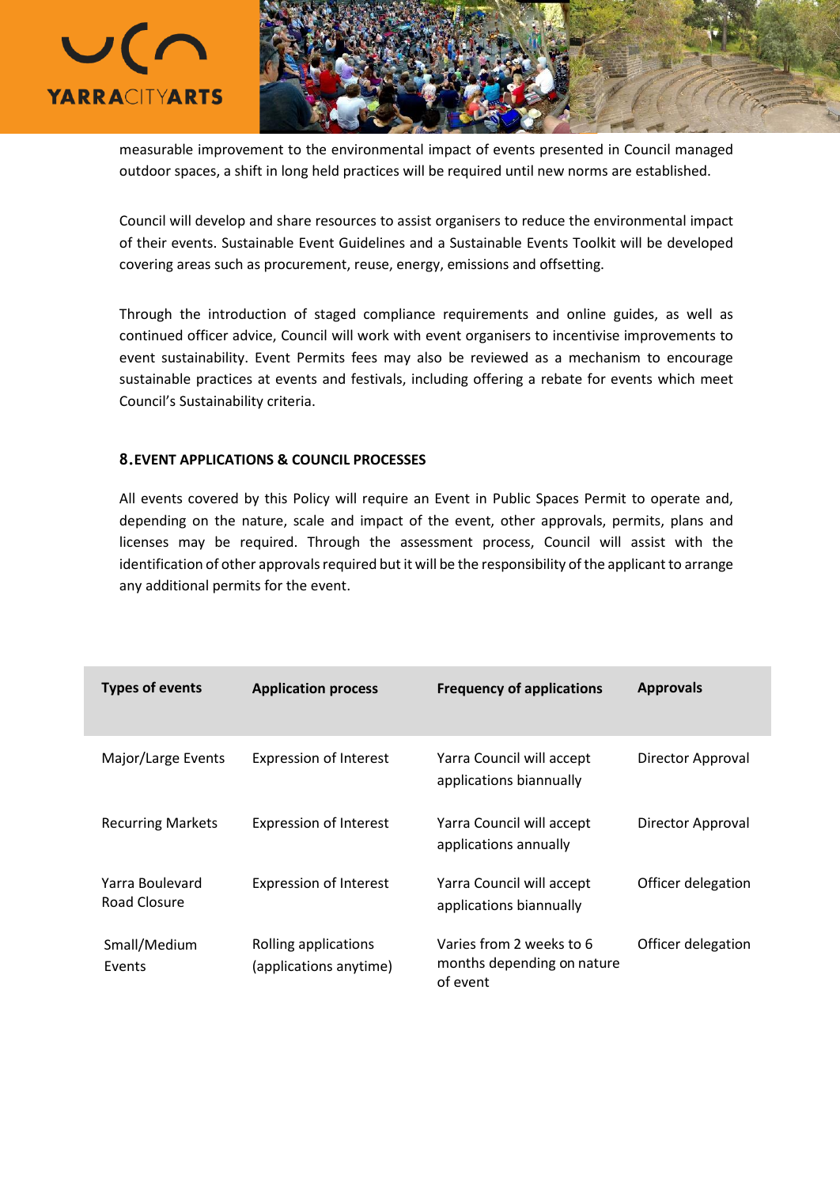measurable improvement to the environmental impact of events presented in Council managed outdoor spaces, a shift in long held practices will be required until new norms are established.

Council will develop and share resources to assist organisers to reduce the environmental impact of their events. Sustainable Event Guidelines and a Sustainable Events Toolkit will be developed covering areas such as procurement, reuse, energy, emissions and offsetting.

Through the introduction of staged compliance requirements and online guides, as well as continued officer advice, Council will work with event organisers to incentivise improvements to event sustainability. Event Permits fees may also be reviewed as a mechanism to encourage sustainable practices at events and festivals, including offering a rebate for events which meet Council's Sustainability criteria.

## 8. EVENT APPLICATIONS & COUNCIL PROCESSES

All events covered by this Policy will require an Event in Public Spaces Permit to operate and, depending on the nature, scale and impact of the event, other approvals, permits, plans and licenses may be required. Through the assessment process, Council will assist with the identification of other approvals required but it will be the responsibility of the applicant to arrange any additional permits for the event.

| Types of events | Application process | Frequency of applications | Approvals |
|---|---|---|---|
| Major/Large Events | Expression of Interest | Yarra Council will accept applications biannually | Director Approval |
| Recurring Markets | Expression of Interest | Yarra Council will accept applications annually | Director Approval |
| Yarra Boulevard Road Closure | Expression of Interest | Yarra Council will accept applications biannually | Officer delegation |
| Small/Medium Events | Rolling applications (applications anytime) | Varies from 2 weeks to 6 months depending on nature of event | Officer delegation |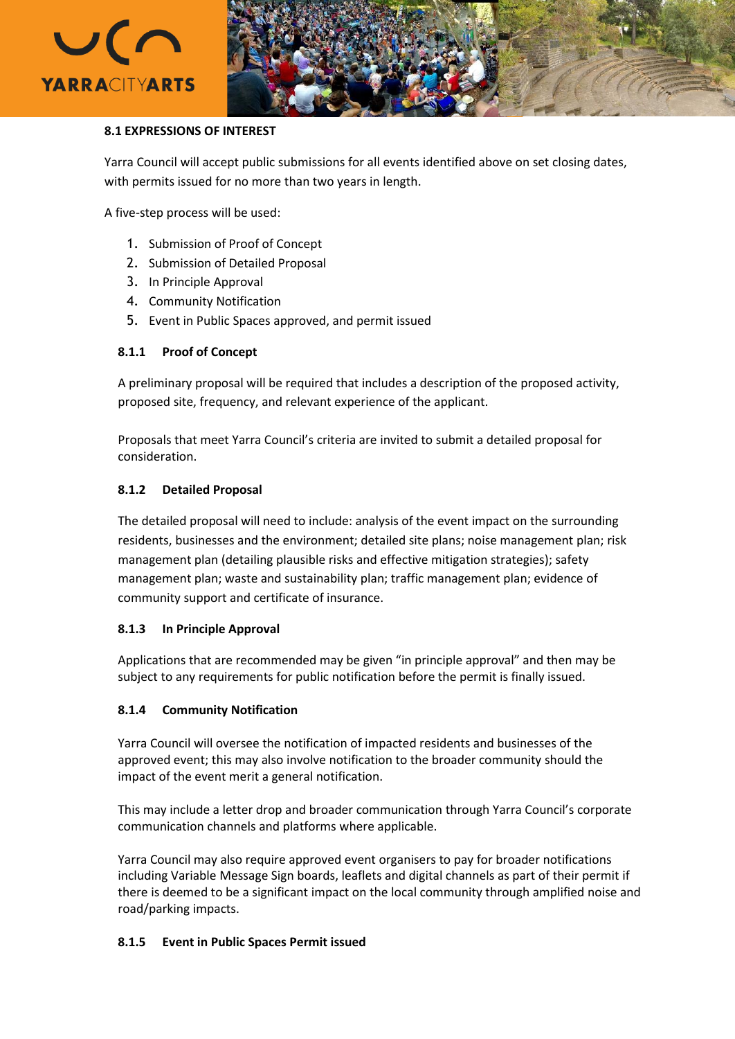## 8.1 EXPRESSIONS OF INTEREST

Yarra Council will accept public submissions for all events identified above on set closing dates, with permits issued for no more than two years in length.

A five-step process will be used:

1. Submission of Proof of Concept
2. Submission of Detailed Proposal
3. In Principle Approval
4. Community Notification
5. Event in Public Spaces approved, and permit issued

### 8.1.1 Proof of Concept

A preliminary proposal will be required that includes a description of the proposed activity, proposed site, frequency, and relevant experience of the applicant.

Proposals that meet Yarra Council's criteria are invited to submit a detailed proposal for consideration.

### 8.1.2 Detailed Proposal

The detailed proposal will need to include: analysis of the event impact on the surrounding residents, businesses and the environment; detailed site plans; noise management plan; risk management plan (detailing plausible risks and effective mitigation strategies); safety management plan; waste and sustainability plan; traffic management plan; evidence of community support and certificate of insurance.

### 8.1.3 In Principle Approval

Applications that are recommended may be given "in principle approval" and then may be subject to any requirements for public notification before the permit is finally issued.

### 8.1.4 Community Notification

Yarra Council will oversee the notification of impacted residents and businesses of the approved event; this may also involve notification to the broader community should the impact of the event merit a general notification.

This may include a letter drop and broader communication through Yarra Council's corporate communication channels and platforms where applicable.

Yarra Council may also require approved event organisers to pay for broader notifications including Variable Message Sign boards, leaflets and digital channels as part of their permit if there is deemed to be a significant impact on the local community through amplified noise and road/parking impacts.

### 8.1.5 Event in Public Spaces Permit issued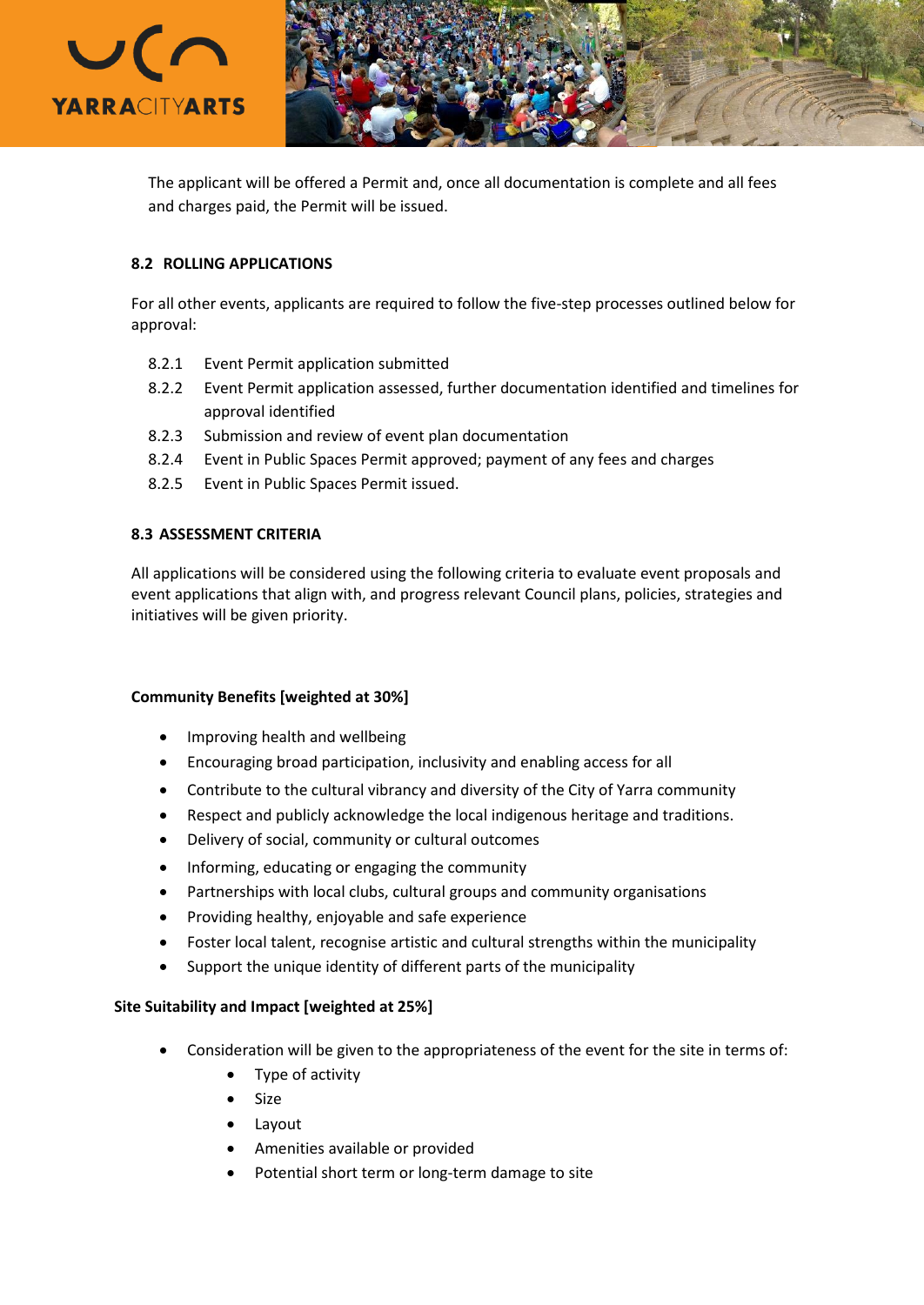The applicant will be offered a Permit and, once all documentation is complete and all fees and charges paid, the Permit will be issued.

### 8.2 ROLLING APPLICATIONS

For all other events, applicants are required to follow the five-step processes outlined below for approval:

8.2.1 Event Permit application submitted

8.2.2 Event Permit application assessed, further documentation identified and timelines for approval identified

8.2.3 Submission and review of event plan documentation

8.2.4 Event in Public Spaces Permit approved; payment of any fees and charges

8.2.5 Event in Public Spaces Permit issued.

### 8.3 ASSESSMENT CRITERIA

All applications will be considered using the following criteria to evaluate event proposals and event applications that align with, and progress relevant Council plans, policies, strategies and initiatives will be given priority.

**Community Benefits [weighted at 30%]**

- Improving health and wellbeing
- Encouraging broad participation, inclusivity and enabling access for all
- Contribute to the cultural vibrancy and diversity of the City of Yarra community
- Respect and publicly acknowledge the local indigenous heritage and traditions.
- Delivery of social, community or cultural outcomes
- Informing, educating or engaging the community
- Partnerships with local clubs, cultural groups and community organisations
- Providing healthy, enjoyable and safe experience
- Foster local talent, recognise artistic and cultural strengths within the municipality
- Support the unique identity of different parts of the municipality

**Site Suitability and Impact [weighted at 25%]**

- Consideration will be given to the appropriateness of the event for the site in terms of:
  - Type of activity
  - Size
  - Layout
  - Amenities available or provided
  - Potential short term or long-term damage to site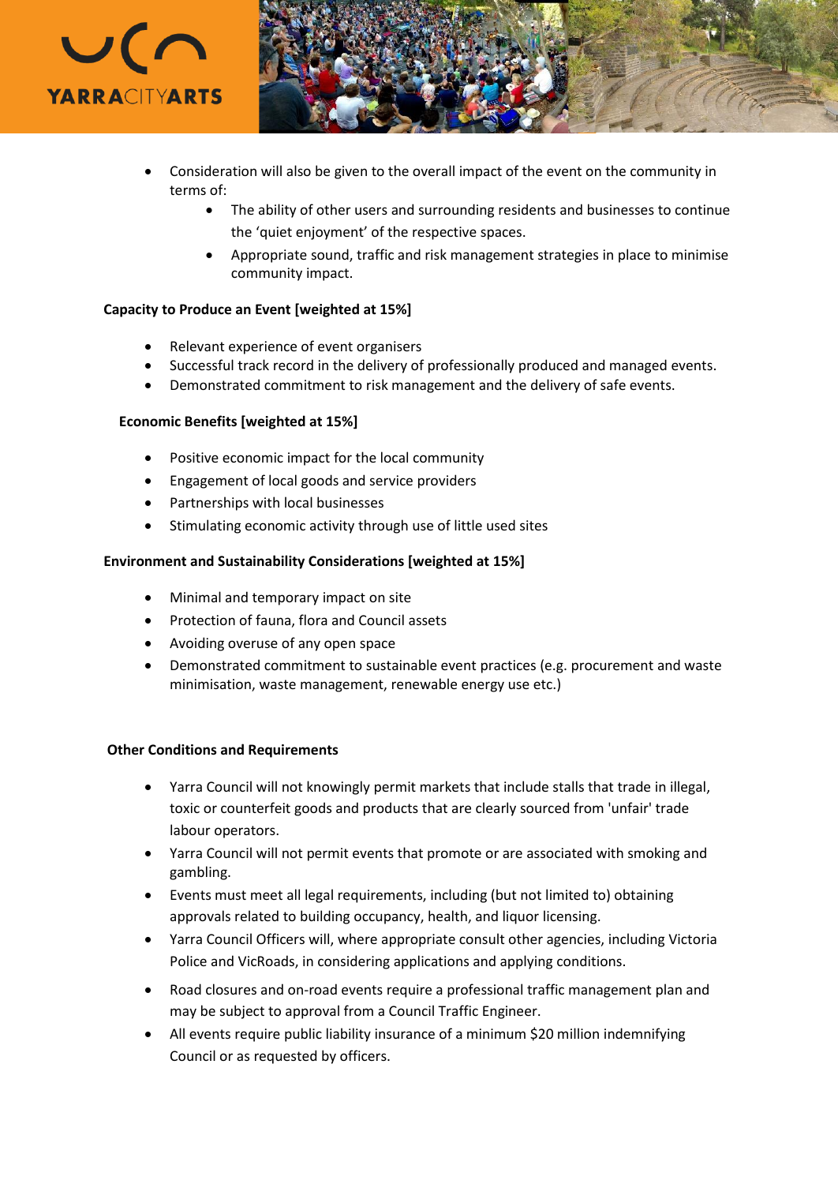- Consideration will also be given to the overall impact of the event on the community in terms of:
    - The ability of other users and surrounding residents and businesses to continue the 'quiet enjoyment' of the respective spaces.
    - Appropriate sound, traffic and risk management strategies in place to minimise community impact.

**Capacity to Produce an Event [weighted at 15%]**

- Relevant experience of event organisers
- Successful track record in the delivery of professionally produced and managed events.
- Demonstrated commitment to risk management and the delivery of safe events.

**Economic Benefits [weighted at 15%]**

- Positive economic impact for the local community
- Engagement of local goods and service providers
- Partnerships with local businesses
- Stimulating economic activity through use of little used sites

**Environment and Sustainability Considerations [weighted at 15%]**

- Minimal and temporary impact on site
- Protection of fauna, flora and Council assets
- Avoiding overuse of any open space
- Demonstrated commitment to sustainable event practices (e.g. procurement and waste minimisation, waste management, renewable energy use etc.)

**Other Conditions and Requirements**

- Yarra Council will not knowingly permit markets that include stalls that trade in illegal, toxic or counterfeit goods and products that are clearly sourced from 'unfair' trade labour operators.
- Yarra Council will not permit events that promote or are associated with smoking and gambling.
- Events must meet all legal requirements, including (but not limited to) obtaining approvals related to building occupancy, health, and liquor licensing.
- Yarra Council Officers will, where appropriate consult other agencies, including Victoria Police and VicRoads, in considering applications and applying conditions.
- Road closures and on-road events require a professional traffic management plan and may be subject to approval from a Council Traffic Engineer.
- All events require public liability insurance of a minimum $20 million indemnifying Council or as requested by officers.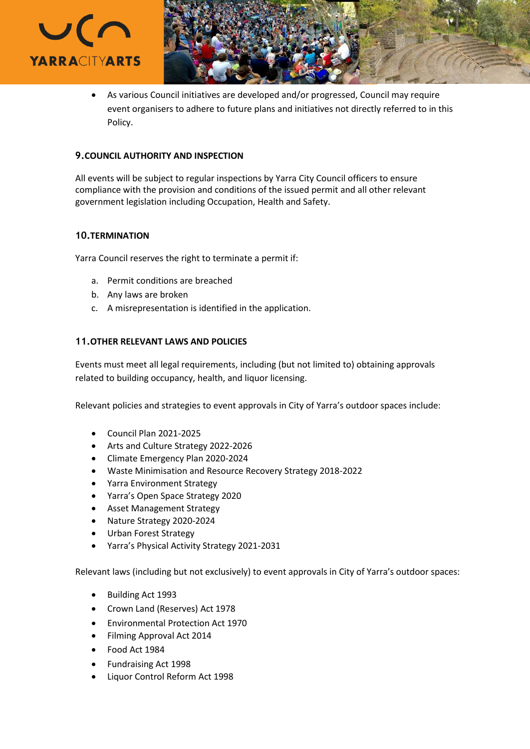- As various Council initiatives are developed and/or progressed, Council may require event organisers to adhere to future plans and initiatives not directly referred to in this Policy.

## 9. COUNCIL AUTHORITY AND INSPECTION

All events will be subject to regular inspections by Yarra City Council officers to ensure compliance with the provision and conditions of the issued permit and all other relevant government legislation including Occupation, Health and Safety.

## 10. TERMINATION

Yarra Council reserves the right to terminate a permit if:

a. Permit conditions are breached
b. Any laws are broken
c. A misrepresentation is identified in the application.

## 11. OTHER RELEVANT LAWS AND POLICIES

Events must meet all legal requirements, including (but not limited to) obtaining approvals related to building occupancy, health, and liquor licensing.

Relevant policies and strategies to event approvals in City of Yarra's outdoor spaces include:

- Council Plan 2021-2025
- Arts and Culture Strategy 2022-2026
- Climate Emergency Plan 2020-2024
- Waste Minimisation and Resource Recovery Strategy 2018-2022
- Yarra Environment Strategy
- Yarra's Open Space Strategy 2020
- Asset Management Strategy
- Nature Strategy 2020-2024
- Urban Forest Strategy
- Yarra's Physical Activity Strategy 2021-2031

Relevant laws (including but not exclusively) to event approvals in City of Yarra's outdoor spaces:

- Building Act 1993
- Crown Land (Reserves) Act 1978
- Environmental Protection Act 1970
- Filming Approval Act 2014
- Food Act 1984
- Fundraising Act 1998
- Liquor Control Reform Act 1998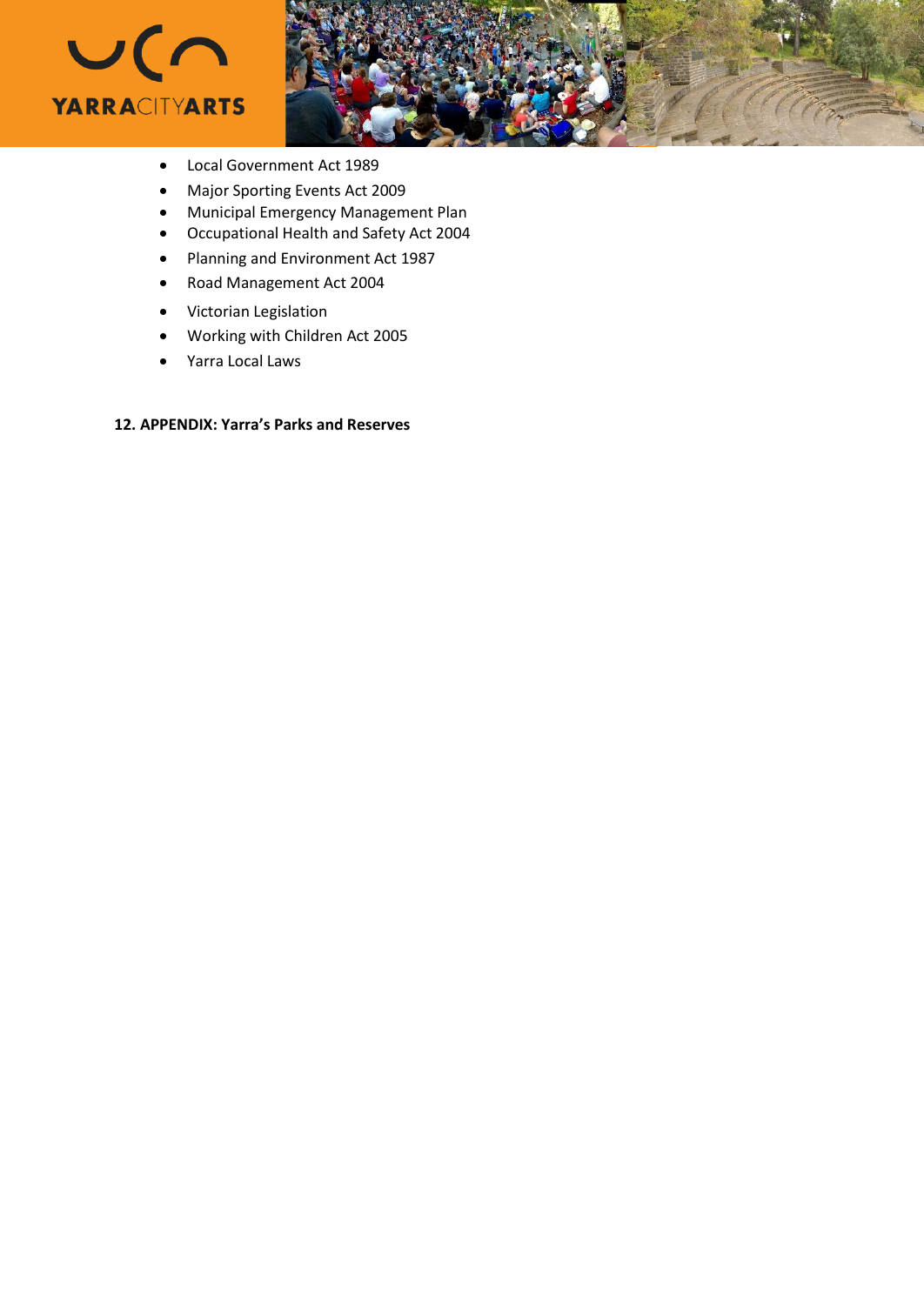- Local Government Act 1989
- Major Sporting Events Act 2009
- Municipal Emergency Management Plan
- Occupational Health and Safety Act 2004
- Planning and Environment Act 1987
- Road Management Act 2004
- Victorian Legislation
- Working with Children Act 2005
- Yarra Local Laws

**12. APPENDIX: Yarra's Parks and Reserves**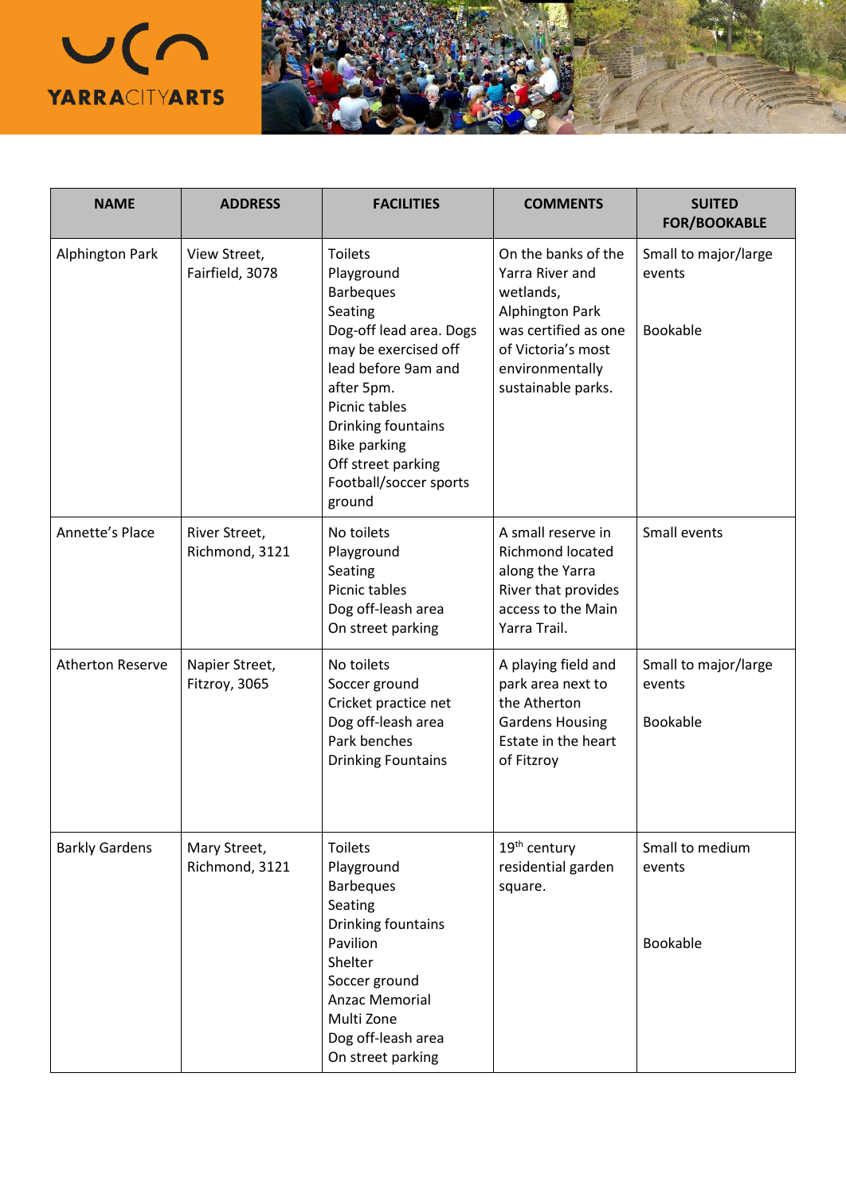| NAME | ADDRESS | FACILITIES | COMMENTS | SUITED FOR/BOOKABLE |
|---|---|---|---|---|
| Alphington Park | View Street, Fairfield, 3078 | Toilets<br>Playground<br>Barbeques<br>Seating<br>Dog-off lead area. Dogs may be exercised off lead before 9am and after 5pm.<br>Picnic tables<br>Drinking fountains<br>Bike parking<br>Off street parking<br>Football/soccer sports ground | On the banks of the Yarra River and wetlands, Alphington Park was certified as one of Victoria's most environmentally sustainable parks. | Small to major/large events<br><br>Bookable |
| Annette's Place | River Street, Richmond, 3121 | No toilets<br>Playground<br>Seating<br>Picnic tables<br>Dog off-leash area<br>On street parking | A small reserve in Richmond located along the Yarra River that provides access to the Main Yarra Trail. | Small events |
| Atherton Reserve | Napier Street, Fitzroy, 3065 | No toilets<br>Soccer ground<br>Cricket practice net<br>Dog off-leash area<br>Park benches<br>Drinking Fountains | A playing field and park area next to the Atherton Gardens Housing Estate in the heart of Fitzroy | Small to major/large events<br><br>Bookable |
| Barkly Gardens | Mary Street, Richmond, 3121 | Toilets<br>Playground<br>Barbeques<br>Seating<br>Drinking fountains<br>Pavilion<br>Shelter<br>Soccer ground<br>Anzac Memorial<br>Multi Zone<br>Dog off-leash area<br>On street parking | 19th century residential garden square. | Small to medium events<br><br>Bookable |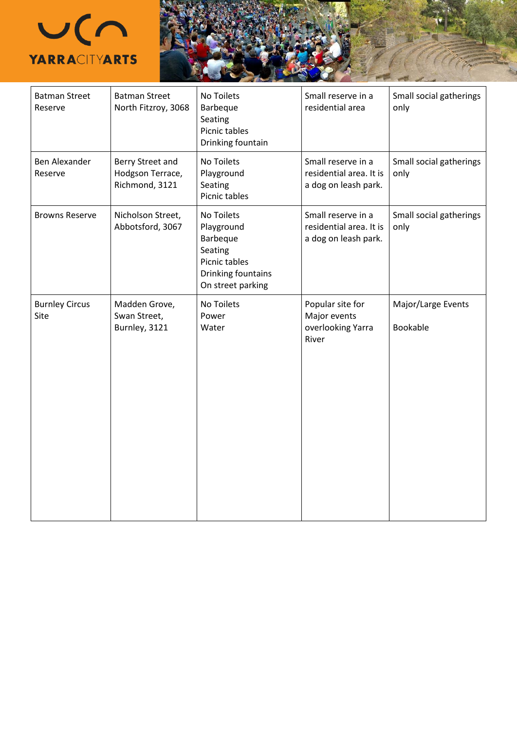| Batman Street Reserve | Batman Street North Fitzroy, 3068 | No Toilets<br>Barbeque<br>Seating<br>Picnic tables<br>Drinking fountain | Small reserve in a residential area | Small social gatherings only |
|---|---|---|---|---|
| Ben Alexander Reserve | Berry Street and Hodgson Terrace, Richmond, 3121 | No Toilets<br>Playground<br>Seating<br>Picnic tables | Small reserve in a residential area. It is a dog on leash park. | Small social gatherings only |
| Browns Reserve | Nicholson Street, Abbotsford, 3067 | No Toilets<br>Playground<br>Barbeque<br>Seating<br>Picnic tables<br>Drinking fountains<br>On street parking | Small reserve in a residential area. It is a dog on leash park. | Small social gatherings only |
| Burnley Circus Site | Madden Grove, Swan Street, Burnley, 3121 | No Toilets<br>Power<br>Water | Popular site for Major events overlooking Yarra River | Major/Large Events<br><br>Bookable |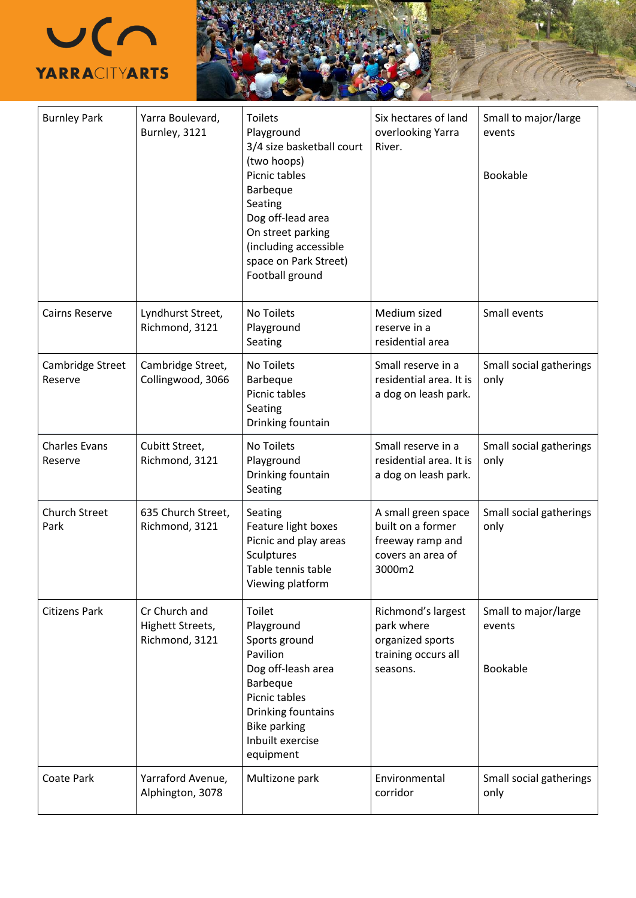| Burnley Park | Yarra Boulevard, Burnley, 3121 | Toilets<br>Playground<br>3/4 size basketball court (two hoops)<br>Picnic tables<br>Barbeque<br>Seating<br>Dog off-lead area<br>On street parking (including accessible space on Park Street)<br>Football ground | Six hectares of land overlooking Yarra River. | Small to major/large events<br><br>Bookable |
|---|---|---|---|---|
| Cairns Reserve | Lyndhurst Street, Richmond, 3121 | No Toilets<br>Playground<br>Seating | Medium sized reserve in a residential area | Small events |
| Cambridge Street Reserve | Cambridge Street, Collingwood, 3066 | No Toilets<br>Barbeque<br>Picnic tables<br>Seating<br>Drinking fountain | Small reserve in a residential area. It is a dog on leash park. | Small social gatherings only |
| Charles Evans Reserve | Cubitt Street, Richmond, 3121 | No Toilets<br>Playground<br>Drinking fountain<br>Seating | Small reserve in a residential area. It is a dog on leash park. | Small social gatherings only |
| Church Street Park | 635 Church Street, Richmond, 3121 | Seating<br>Feature light boxes<br>Picnic and play areas<br>Sculptures<br>Table tennis table<br>Viewing platform | A small green space built on a former freeway ramp and covers an area of 3000m2 | Small social gatherings only |
| Citizens Park | Cr Church and Highett Streets, Richmond, 3121 | Toilet<br>Playground<br>Sports ground<br>Pavilion<br>Dog off-leash area<br>Barbeque<br>Picnic tables<br>Drinking fountains<br>Bike parking<br>Inbuilt exercise equipment | Richmond's largest park where organized sports training occurs all seasons. | Small to major/large events<br><br>Bookable |
| Coate Park | Yarraford Avenue, Alphington, 3078 | Multizone park | Environmental corridor | Small social gatherings only |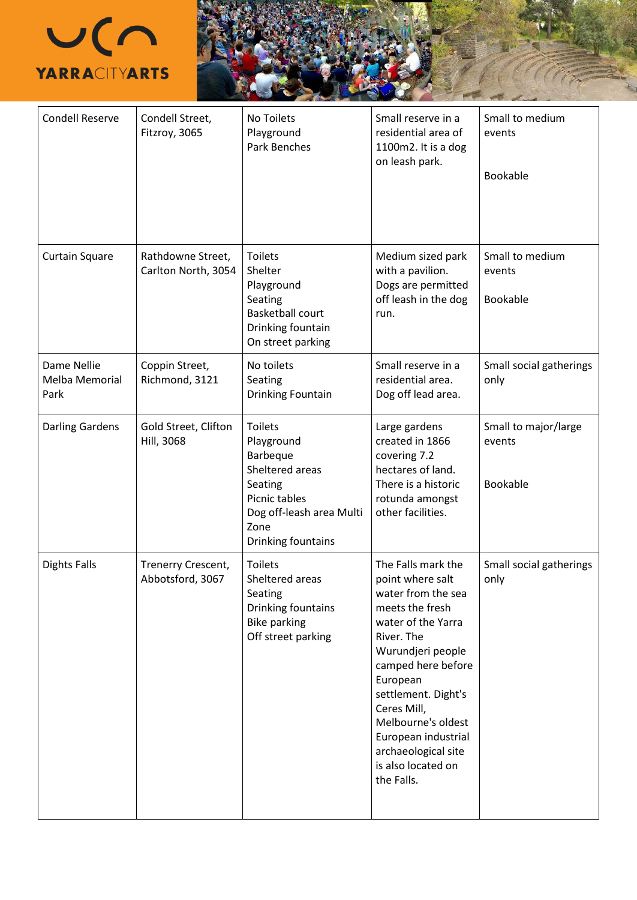| Condell Reserve | Condell Street, Fitzroy, 3065 | No Toilets<br>Playground<br>Park Benches | Small reserve in a residential area of 1100m2. It is a dog on leash park. | Small to medium events<br><br>Bookable |
|---|---|---|---|---|
| Curtain Square | Rathdowne Street, Carlton North, 3054 | Toilets<br>Shelter<br>Playground<br>Seating<br>Basketball court<br>Drinking fountain<br>On street parking | Medium sized park with a pavilion. Dogs are permitted off leash in the dog run. | Small to medium events<br><br>Bookable |
| Dame Nellie Melba Memorial Park | Coppin Street, Richmond, 3121 | No toilets<br>Seating<br>Drinking Fountain | Small reserve in a residential area. Dog off lead area. | Small social gatherings only |
| Darling Gardens | Gold Street, Clifton Hill, 3068 | Toilets<br>Playground<br>Barbeque<br>Sheltered areas<br>Seating<br>Picnic tables<br>Dog off-leash area Multi Zone<br>Drinking fountains | Large gardens created in 1866 covering 7.2 hectares of land. There is a historic rotunda amongst other facilities. | Small to major/large events<br><br>Bookable |
| Dights Falls | Trenerry Crescent, Abbotsford, 3067 | Toilets<br>Sheltered areas<br>Seating<br>Drinking fountains<br>Bike parking<br>Off street parking | The Falls mark the point where salt water from the sea meets the fresh water of the Yarra River. The Wurundjeri people camped here before European settlement. Dight's Ceres Mill, Melbourne's oldest European industrial archaeological site is also located on the Falls. | Small social gatherings only |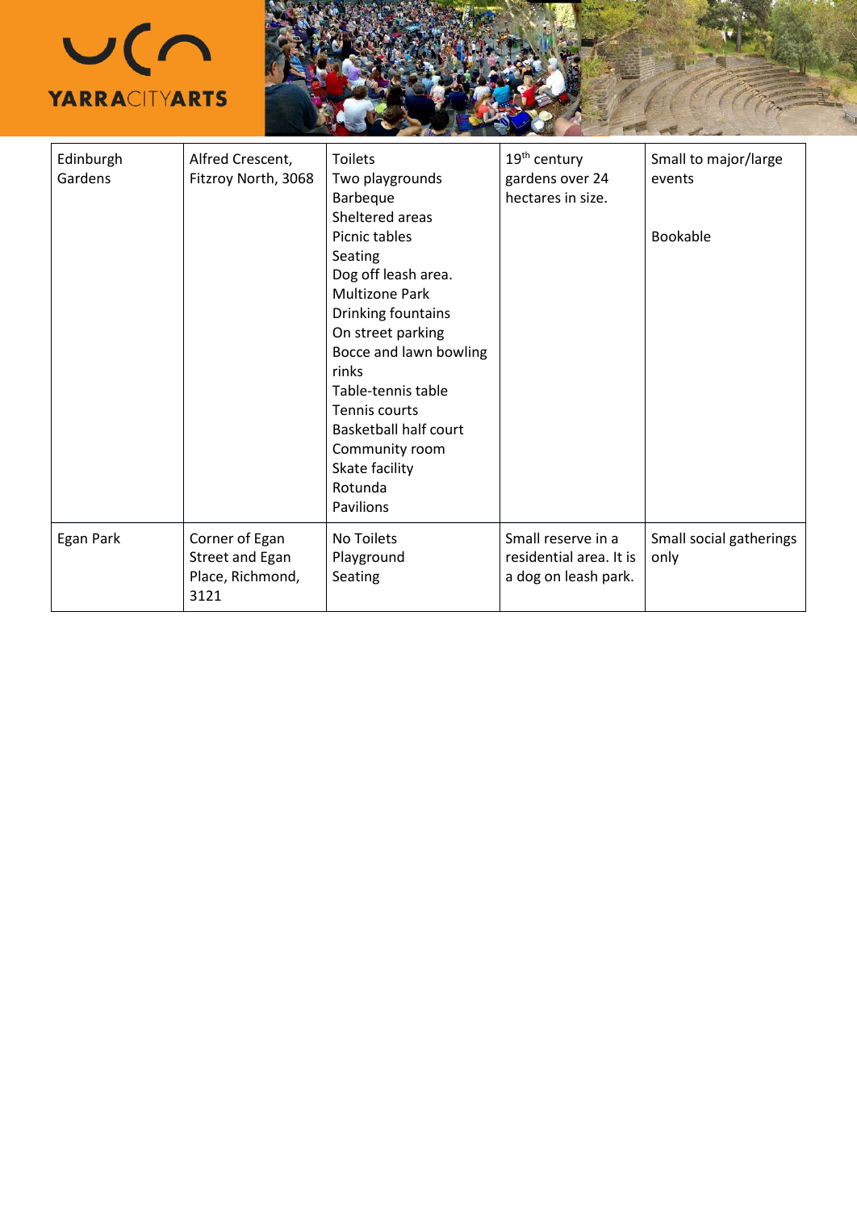| Edinburgh Gardens | Alfred Crescent, Fitzroy North, 3068 | Toilets<br>Two playgrounds<br>Barbeque<br>Sheltered areas<br>Picnic tables<br>Seating<br>Dog off leash area.<br>Multizone Park<br>Drinking fountains<br>On street parking<br>Bocce and lawn bowling rinks<br>Table-tennis table<br>Tennis courts<br>Basketball half court<br>Community room<br>Skate facility<br>Rotunda<br>Pavilions | 19th century gardens over 24 hectares in size. | Small to major/large events<br><br>Bookable |
|---|---|---|---|---|
| Egan Park | Corner of Egan Street and Egan Place, Richmond, 3121 | No Toilets<br>Playground<br>Seating | Small reserve in a residential area. It is a dog on leash park. | Small social gatherings only |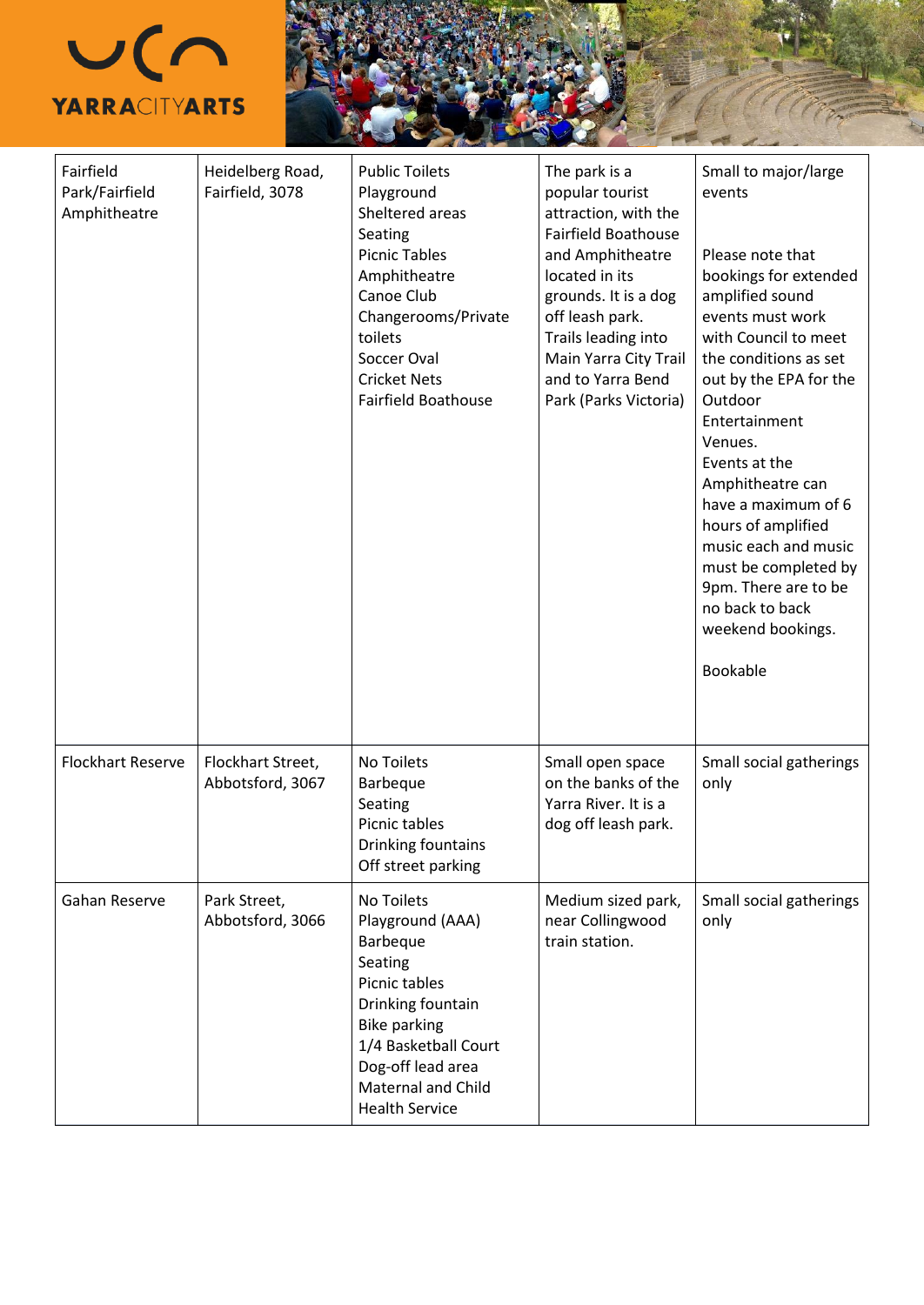| Fairfield Park/Fairfield Amphitheatre | Heidelberg Road, Fairfield, 3078 | Public Toilets<br>Playground<br>Sheltered areas<br>Seating<br>Picnic Tables<br>Amphitheatre<br>Canoe Club<br>Changerooms/Private toilets<br>Soccer Oval<br>Cricket Nets<br>Fairfield Boathouse | The park is a popular tourist attraction, with the Fairfield Boathouse and Amphitheatre located in its grounds. It is a dog off leash park. Trails leading into Main Yarra City Trail and to Yarra Bend Park (Parks Victoria) | Small to major/large events<br><br>Please note that bookings for extended amplified sound events must work with Council to meet the conditions as set out by the EPA for the Outdoor Entertainment Venues.<br>Events at the Amphitheatre can have a maximum of 6 hours of amplified music each and music must be completed by 9pm. There are to be no back to back weekend bookings.<br><br>Bookable |
|---|---|---|---|---|
| Flockhart Reserve | Flockhart Street, Abbotsford, 3067 | No Toilets<br>Barbeque<br>Seating<br>Picnic tables<br>Drinking fountains<br>Off street parking | Small open space on the banks of the Yarra River. It is a dog off leash park. | Small social gatherings only |
| Gahan Reserve | Park Street, Abbotsford, 3066 | No Toilets<br>Playground (AAA)<br>Barbeque<br>Seating<br>Picnic tables<br>Drinking fountain<br>Bike parking<br>1/4 Basketball Court<br>Dog-off lead area<br>Maternal and Child Health Service | Medium sized park, near Collingwood train station. | Small social gatherings only |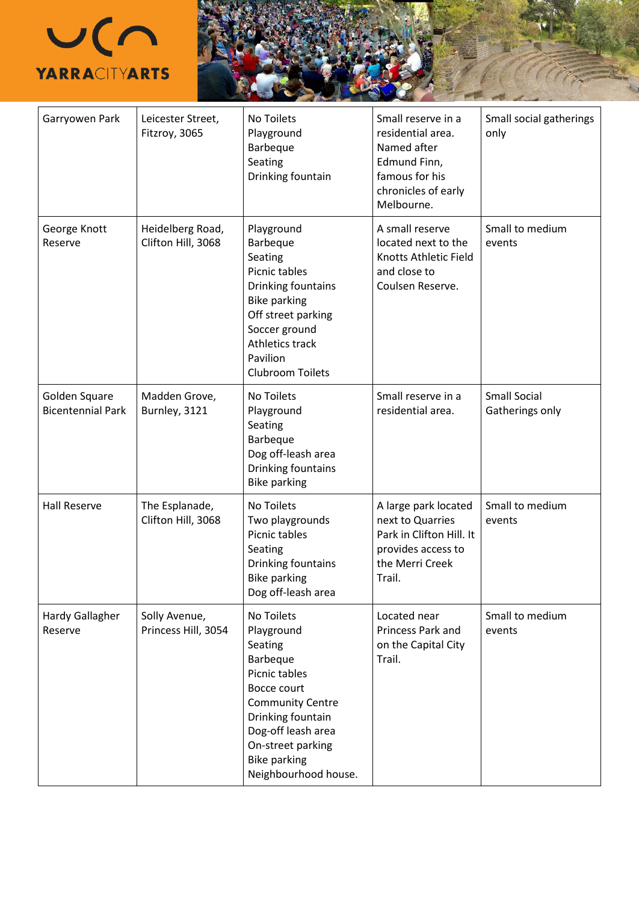| | | | | |
|---|---|---|---|---|
| Garryowen Park | Leicester Street, Fitzroy, 3065 | No Toilets<br>Playground<br>Barbeque<br>Seating<br>Drinking fountain | Small reserve in a residential area. Named after Edmund Finn, famous for his chronicles of early Melbourne. | Small social gatherings only |
| George Knott Reserve | Heidelberg Road, Clifton Hill, 3068 | Playground<br>Barbeque<br>Seating<br>Picnic tables<br>Drinking fountains<br>Bike parking<br>Off street parking<br>Soccer ground<br>Athletics track<br>Pavilion<br>Clubroom Toilets | A small reserve located next to the Knotts Athletic Field and close to Coulsen Reserve. | Small to medium events |
| Golden Square Bicentennial Park | Madden Grove, Burnley, 3121 | No Toilets<br>Playground<br>Seating<br>Barbeque<br>Dog off-leash area<br>Drinking fountains<br>Bike parking | Small reserve in a residential area. | Small Social Gatherings only |
| Hall Reserve | The Esplanade, Clifton Hill, 3068 | No Toilets<br>Two playgrounds<br>Picnic tables<br>Seating<br>Drinking fountains<br>Bike parking<br>Dog off-leash area | A large park located next to Quarries Park in Clifton Hill. It provides access to the Merri Creek Trail. | Small to medium events |
| Hardy Gallagher Reserve | Solly Avenue, Princess Hill, 3054 | No Toilets<br>Playground<br>Seating<br>Barbeque<br>Picnic tables<br>Bocce court<br>Community Centre<br>Drinking fountain<br>Dog-off leash area<br>On-street parking<br>Bike parking<br>Neighbourhood house. | Located near Princess Park and on the Capital City Trail. | Small to medium events |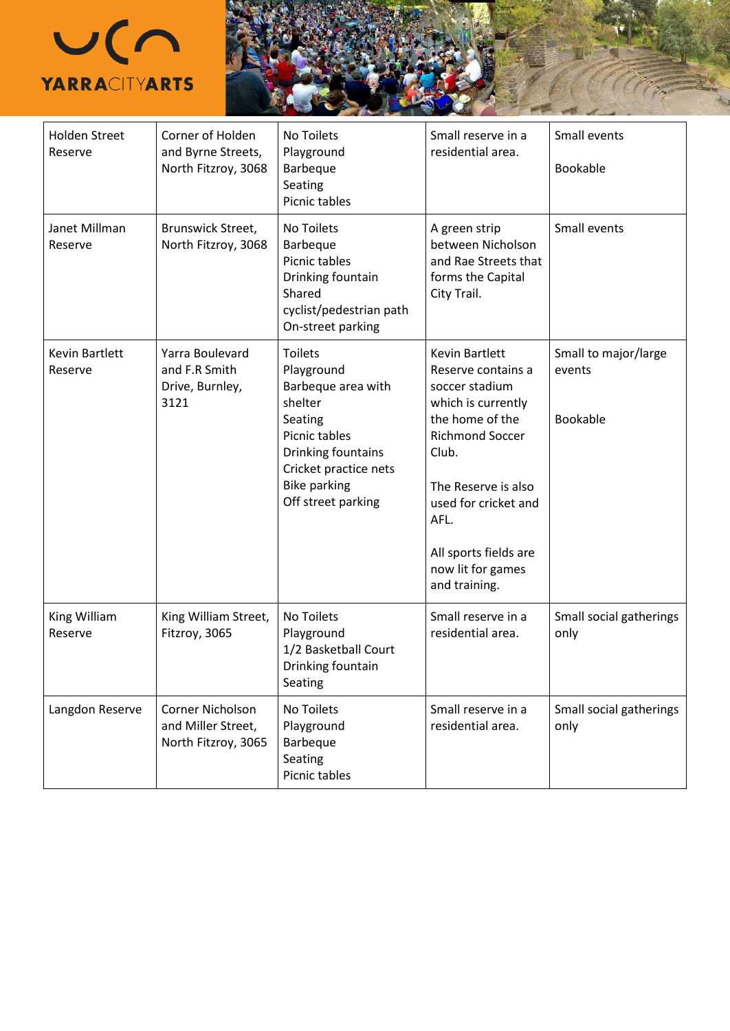| Holden Street Reserve | Corner of Holden and Byrne Streets, North Fitzroy, 3068 | No Toilets<br>Playground<br>Barbeque<br>Seating<br>Picnic tables | Small reserve in a residential area. | Small events<br><br>Bookable |
|---|---|---|---|---|
| Janet Millman Reserve | Brunswick Street, North Fitzroy, 3068 | No Toilets<br>Barbeque<br>Picnic tables<br>Drinking fountain<br>Shared cyclist/pedestrian path<br>On-street parking | A green strip between Nicholson and Rae Streets that forms the Capital City Trail. | Small events |
| Kevin Bartlett Reserve | Yarra Boulevard and F.R Smith Drive, Burnley, 3121 | Toilets<br>Playground<br>Barbeque area with shelter<br>Seating<br>Picnic tables<br>Drinking fountains<br>Cricket practice nets<br>Bike parking<br>Off street parking | Kevin Bartlett Reserve contains a soccer stadium which is currently the home of the Richmond Soccer Club.<br><br>The Reserve is also used for cricket and AFL.<br><br>All sports fields are now lit for games and training. | Small to major/large events<br><br>Bookable |
| King William Reserve | King William Street, Fitzroy, 3065 | No Toilets<br>Playground<br>1/2 Basketball Court<br>Drinking fountain<br>Seating | Small reserve in a residential area. | Small social gatherings only |
| Langdon Reserve | Corner Nicholson and Miller Street, North Fitzroy, 3065 | No Toilets<br>Playground<br>Barbeque<br>Seating<br>Picnic tables | Small reserve in a residential area. | Small social gatherings only |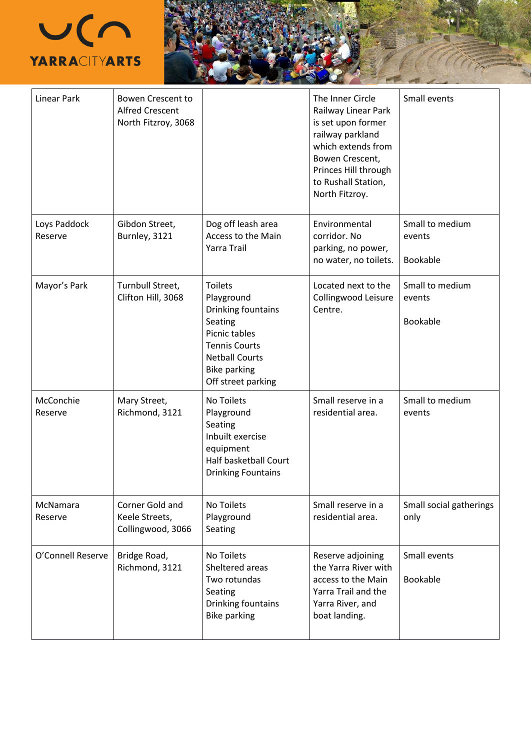| | | | | |
|---|---|---|---|---|
| Linear Park | Bowen Crescent to Alfred Crescent North Fitzroy, 3068 | | The Inner Circle Railway Linear Park is set upon former railway parkland which extends from Bowen Crescent, Princes Hill through to Rushall Station, North Fitzroy. | Small events |
| Loys Paddock Reserve | Gibdon Street, Burnley, 3121 | Dog off leash area<br>Access to the Main Yarra Trail | Environmental corridor. No parking, no power, no water, no toilets. | Small to medium events<br><br>Bookable |
| Mayor's Park | Turnbull Street, Clifton Hill, 3068 | Toilets<br>Playground<br>Drinking fountains<br>Seating<br>Picnic tables<br>Tennis Courts<br>Netball Courts<br>Bike parking<br>Off street parking | Located next to the Collingwood Leisure Centre. | Small to medium events<br><br>Bookable |
| McConchie Reserve | Mary Street, Richmond, 3121 | No Toilets<br>Playground<br>Seating<br>Inbuilt exercise equipment<br>Half basketball Court<br>Drinking Fountains | Small reserve in a residential area. | Small to medium events |
| McNamara Reserve | Corner Gold and Keele Streets, Collingwood, 3066 | No Toilets<br>Playground<br>Seating | Small reserve in a residential area. | Small social gatherings only |
| O'Connell Reserve | Bridge Road, Richmond, 3121 | No Toilets<br>Sheltered areas<br>Two rotundas<br>Seating<br>Drinking fountains<br>Bike parking | Reserve adjoining the Yarra River with access to the Main Yarra Trail and the Yarra River, and boat landing. | Small events<br><br>Bookable |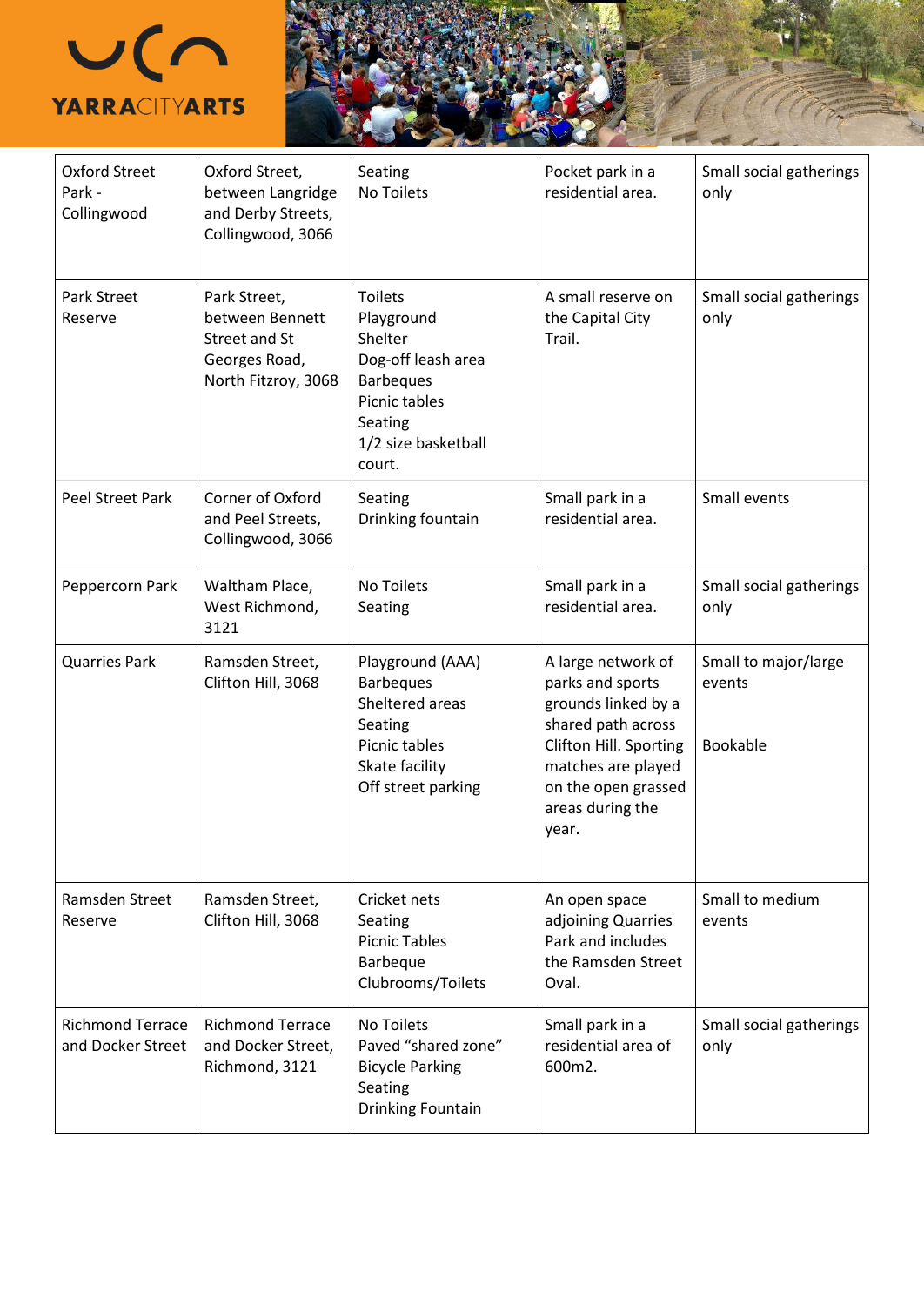| Oxford Street Park - Collingwood | Oxford Street, between Langridge and Derby Streets, Collingwood, 3066 | Seating<br>No Toilets | Pocket park in a residential area. | Small social gatherings only |
|---|---|---|---|---|
| Park Street Reserve | Park Street, between Bennett Street and St Georges Road, North Fitzroy, 3068 | Toilets<br>Playground<br>Shelter<br>Dog-off leash area<br>Barbeques<br>Picnic tables<br>Seating<br>1/2 size basketball court. | A small reserve on the Capital City Trail. | Small social gatherings only |
| Peel Street Park | Corner of Oxford and Peel Streets, Collingwood, 3066 | Seating<br>Drinking fountain | Small park in a residential area. | Small events |
| Peppercorn Park | Waltham Place, West Richmond, 3121 | No Toilets<br>Seating | Small park in a residential area. | Small social gatherings only |
| Quarries Park | Ramsden Street, Clifton Hill, 3068 | Playground (AAA)<br>Barbeques<br>Sheltered areas<br>Seating<br>Picnic tables<br>Skate facility<br>Off street parking | A large network of parks and sports grounds linked by a shared path across Clifton Hill. Sporting matches are played on the open grassed areas during the year. | Small to major/large events<br><br>Bookable |
| Ramsden Street Reserve | Ramsden Street, Clifton Hill, 3068 | Cricket nets<br>Seating<br>Picnic Tables<br>Barbeque<br>Clubrooms/Toilets | An open space adjoining Quarries Park and includes the Ramsden Street Oval. | Small to medium events |
| Richmond Terrace and Docker Street | Richmond Terrace and Docker Street, Richmond, 3121 | No Toilets<br>Paved "shared zone"<br>Bicycle Parking<br>Seating<br>Drinking Fountain | Small park in a residential area of 600m2. | Small social gatherings only |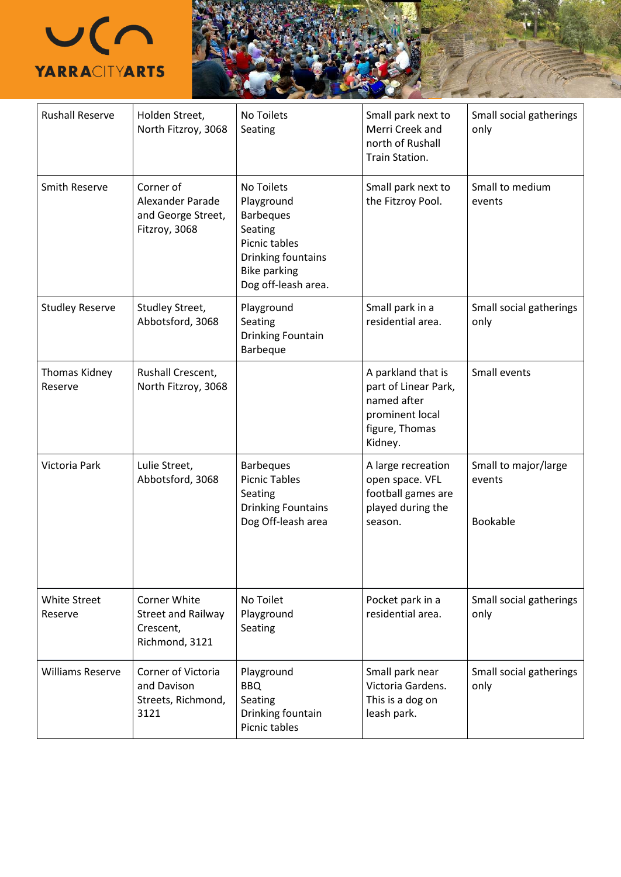| | | | | |
|---|---|---|---|---|
| Rushall Reserve | Holden Street, North Fitzroy, 3068 | No Toilets<br>Seating | Small park next to Merri Creek and north of Rushall Train Station. | Small social gatherings only |
| Smith Reserve | Corner of Alexander Parade and George Street, Fitzroy, 3068 | No Toilets<br>Playground<br>Barbeques<br>Seating<br>Picnic tables<br>Drinking fountains<br>Bike parking<br>Dog off-leash area. | Small park next to the Fitzroy Pool. | Small to medium events |
| Studley Reserve | Studley Street, Abbotsford, 3068 | Playground<br>Seating<br>Drinking Fountain<br>Barbeque | Small park in a residential area. | Small social gatherings only |
| Thomas Kidney Reserve | Rushall Crescent, North Fitzroy, 3068 | | A parkland that is part of Linear Park, named after prominent local figure, Thomas Kidney. | Small events |
| Victoria Park | Lulie Street, Abbotsford, 3068 | Barbeques<br>Picnic Tables<br>Seating<br>Drinking Fountains<br>Dog Off-leash area | A large recreation open space. VFL football games are played during the season. | Small to major/large events<br><br>Bookable |
| White Street Reserve | Corner White Street and Railway Crescent, Richmond, 3121 | No Toilet<br>Playground<br>Seating | Pocket park in a residential area. | Small social gatherings only |
| Williams Reserve | Corner of Victoria and Davison Streets, Richmond, 3121 | Playground<br>BBQ<br>Seating<br>Drinking fountain<br>Picnic tables | Small park near Victoria Gardens. This is a dog on leash park. | Small social gatherings only |